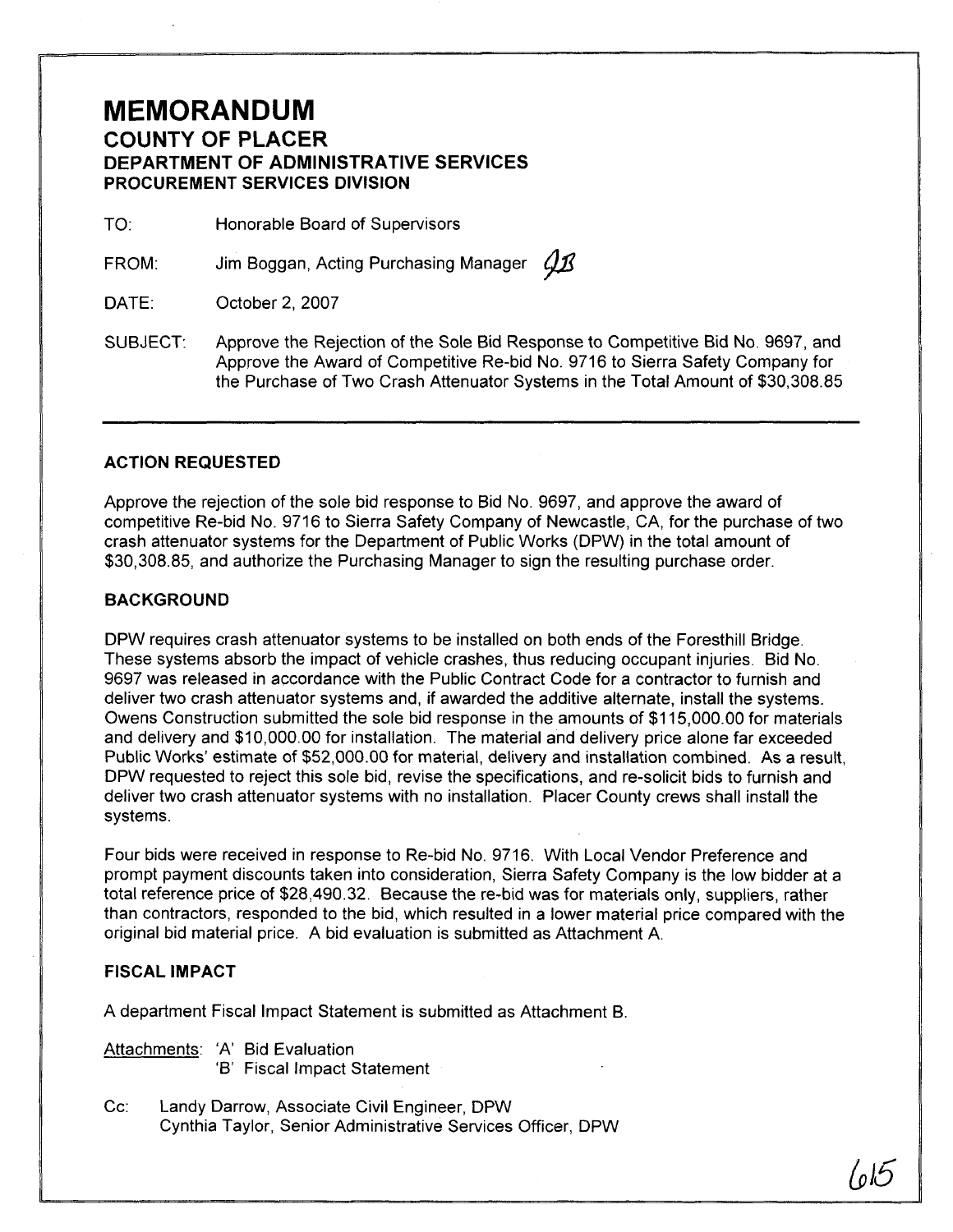# MEMORANDUM

## COUNTY OF PLACER

### DEPARTMENT OF ADMINISTRATIVE SERVICES

### PROCUREMENT SERVICES DIVISION

TO: Honorable Board of Supervisors

FROM: Jim Boggan, Acting Purchasing Manager JB

DATE: October 2, 2007

SUBJECT: Approve the Rejection of the Sole Bid Response to Competitive Bid No. 9697, and Approve the Award of Competitive Re-bid No. 9716 to Sierra Safety Company for the Purchase of Two Crash Attenuator Systems in the Total Amount of $30,308.85

---

**ACTION REQUESTED**

Approve the rejection of the sole bid response to Bid No. 9697, and approve the award of competitive Re-bid No. 9716 to Sierra Safety Company of Newcastle, CA, for the purchase of two crash attenuator systems for the Department of Public Works (DPW) in the total amount of $30,308.85, and authorize the Purchasing Manager to sign the resulting purchase order.

**BACKGROUND**

DPW requires crash attenuator systems to be installed on both ends of the Foresthill Bridge. These systems absorb the impact of vehicle crashes, thus reducing occupant injuries. Bid No. 9697 was released in accordance with the Public Contract Code for a contractor to furnish and deliver two crash attenuator systems and, if awarded the additive alternate, install the systems. Owens Construction submitted the sole bid response in the amounts of $115,000.00 for materials and delivery and $10,000.00 for installation. The material and delivery price alone far exceeded Public Works' estimate of $52,000.00 for material, delivery and installation combined. As a result, DPW requested to reject this sole bid, revise the specifications, and re-solicit bids to furnish and deliver two crash attenuator systems with no installation. Placer County crews shall install the systems.

Four bids were received in response to Re-bid No. 9716. With Local Vendor Preference and prompt payment discounts taken into consideration, Sierra Safety Company is the low bidder at a total reference price of $28,490.32. Because the re-bid was for materials only, suppliers, rather than contractors, responded to the bid, which resulted in a lower material price compared with the original bid material price. A bid evaluation is submitted as Attachment A.

**FISCAL IMPACT**

A department Fiscal Impact Statement is submitted as Attachment B.

Attachments: 'A' Bid Evaluation
'B' Fiscal Impact Statement

Cc: Landy Darrow, Associate Civil Engineer, DPW
Cynthia Taylor, Senior Administrative Services Officer, DPW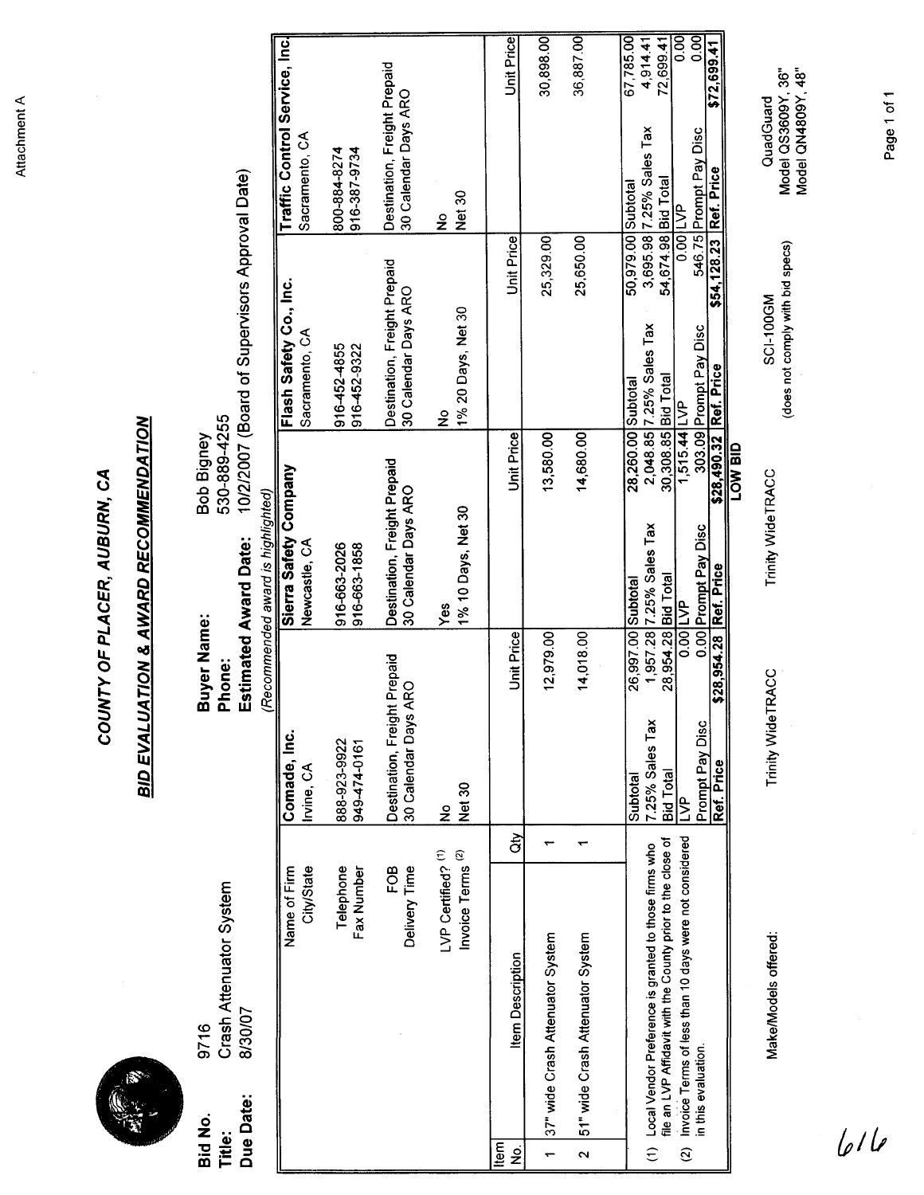Attachment A

# COUNTY OF PLACER, AUBURN, CA

## BID EVALUATION & AWARD RECOMMENDATION

**Bid No.** 9716
**Title:** Crash Attenuator System
**Due Date:** 8/30/07

**Buyer Name:** Bob Bigney
**Phone:** 530-889-4255
**Estimated Award Date:** 10/2/2007 (Board of Supervisors Approval Date)

*(Recommended award is highlighted)*

| Item No. | Item Description | Qty | Comade, Inc. | Sierra Safety Company | Flash Safety Co., Inc. | Traffic Control Service, Inc. |
|---|---|---|---|---|---|---|
| | Name of Firm | | Comade, Inc. | Sierra Safety Company | Flash Safety Co., Inc. | Traffic Control Service, Inc. |
| | City/State | | Irvine, CA | Newcastle, CA | Sacramento, CA | Sacramento, CA |
| | Telephone | | 888-923-9922 | 916-663-2026 | 916-452-4855 | 800-884-8274 |
| | Fax Number | | 949-474-0161 | 916-663-1858 | 916-452-9322 | 916-387-9734 |
| | FOB | | Destination, Freight Prepaid | Destination, Freight Prepaid | Destination, Freight Prepaid | Destination, Freight Prepaid |
| | Delivery Time | | 30 Calendar Days ARO | 30 Calendar Days ARO | 30 Calendar Days ARO | 30 Calendar Days ARO |
| | LVP Certified? (1) | | No | Yes | No | No |
| | Invoice Terms (2) | | Net 30 | 1% 10 Days, Net 30 | 1% 20 Days, Net 30 | Net 30 |
| | | | Unit Price | Unit Price | Unit Price | Unit Price |
| 1 | 37" wide Crash Attenuator System | 1 | 12,979.00 | 13,580.00 | 25,329.00 | 30,898.00 |
| 2 | 51" wide Crash Attenuator System | 1 | 14,018.00 | 14,680.00 | 25,650.00 | 36,887.00 |
| | Subtotal | | 26,997.00 | 28,260.00 | 50,979.00 | 67,785.00 |
| | 7.25% Sales Tax | | 1,957.28 | 2,048.85 | 3,695.98 | 4,914.41 |
| | Bid Total | | 28,954.28 | 30,308.85 | 54,674.98 | 72,699.41 |
| | LVP | | 0.00 | 1,515.44 | 0.00 | 0.00 |
| | Prompt Pay Disc | | 0.00 | 303.09 | 546.75 | 0.00 |
| | Ref. Price | | $28,954.28 | $28,490.32 | $54,128.23 | $72,699.41 |
| | | | | LOW BID | | |
| | Make/Models offered: | | Trinity WideTRACC | Trinity WideTRACC | SCI-100GM (does not comply with bid specs) | QuadGuard Model QS3609Y, 36" Model QN4809Y, 48" |

(1) Local Vendor Preference is granted to those firms who file an LVP Affidavit with the County prior to the close of bid.

(2) Invoice Terms of less than 10 days were not considered in this evaluation.

616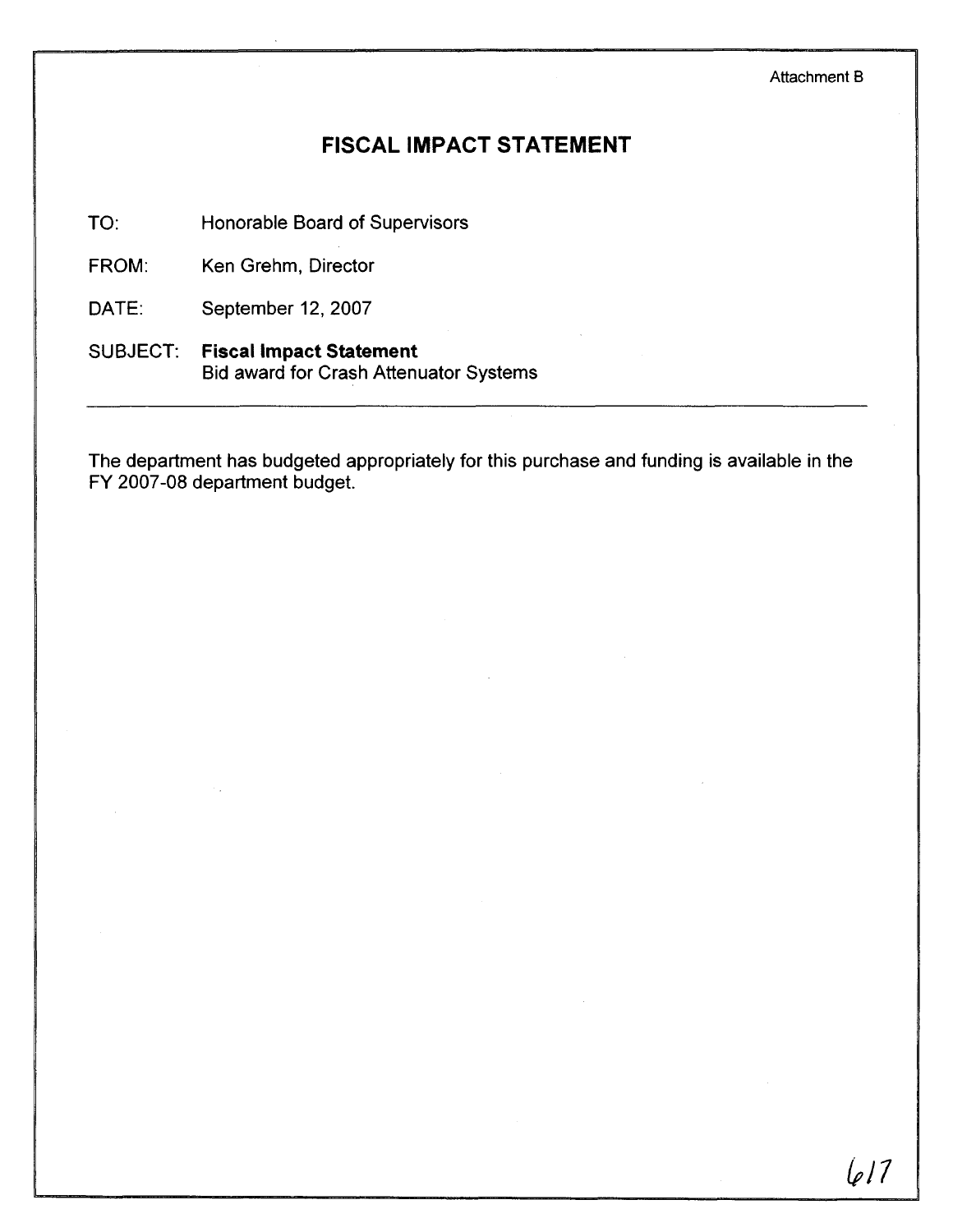Attachment B

# FISCAL IMPACT STATEMENT

TO: Honorable Board of Supervisors

FROM: Ken Grehm, Director

DATE: September 12, 2007

SUBJECT: **Fiscal Impact Statement**
Bid award for Crash Attenuator Systems

---

The department has budgeted appropriately for this purchase and funding is available in the FY 2007-08 department budget.